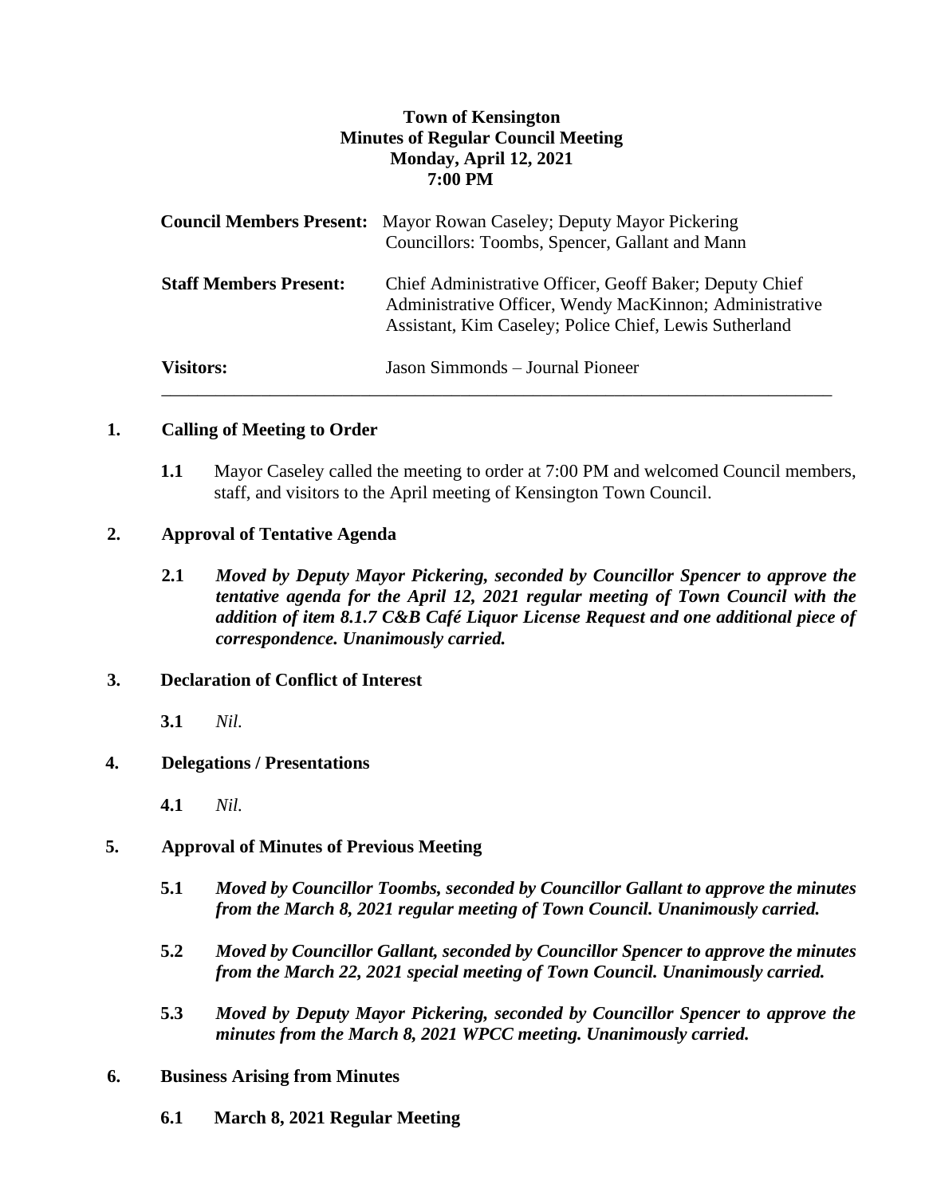# Town of Kensington
## Minutes of Regular Council Meeting
### Monday, April 12, 2021
### 7:00 PM

| | |
|---|---|
| **Council Members Present:** | Mayor Rowan Caseley; Deputy Mayor Pickering<br>Councillors: Toombs, Spencer, Gallant and Mann |
| **Staff Members Present:** | Chief Administrative Officer, Geoff Baker; Deputy Chief Administrative Officer, Wendy MacKinnon; Administrative Assistant, Kim Caseley; Police Chief, Lewis Sutherland |
| **Visitors:** | Jason Simmonds – Journal Pioneer |

---

**1. Calling of Meeting to Order**

**1.1** Mayor Caseley called the meeting to order at 7:00 PM and welcomed Council members, staff, and visitors to the April meeting of Kensington Town Council.

**2. Approval of Tentative Agenda**

**2.1** ***Moved by Deputy Mayor Pickering, seconded by Councillor Spencer to approve the tentative agenda for the April 12, 2021 regular meeting of Town Council with the addition of item 8.1.7 C&B Café Liquor License Request and one additional piece of correspondence. Unanimously carried.***

**3. Declaration of Conflict of Interest**

**3.1** *Nil.*

**4. Delegations / Presentations**

**4.1** *Nil.*

**5. Approval of Minutes of Previous Meeting**

**5.1** ***Moved by Councillor Toombs, seconded by Councillor Gallant to approve the minutes from the March 8, 2021 regular meeting of Town Council. Unanimously carried.***

**5.2** ***Moved by Councillor Gallant, seconded by Councillor Spencer to approve the minutes from the March 22, 2021 special meeting of Town Council. Unanimously carried.***

**5.3** ***Moved by Deputy Mayor Pickering, seconded by Councillor Spencer to approve the minutes from the March 8, 2021 WPCC meeting. Unanimously carried.***

**6. Business Arising from Minutes**

**6.1 March 8, 2021 Regular Meeting**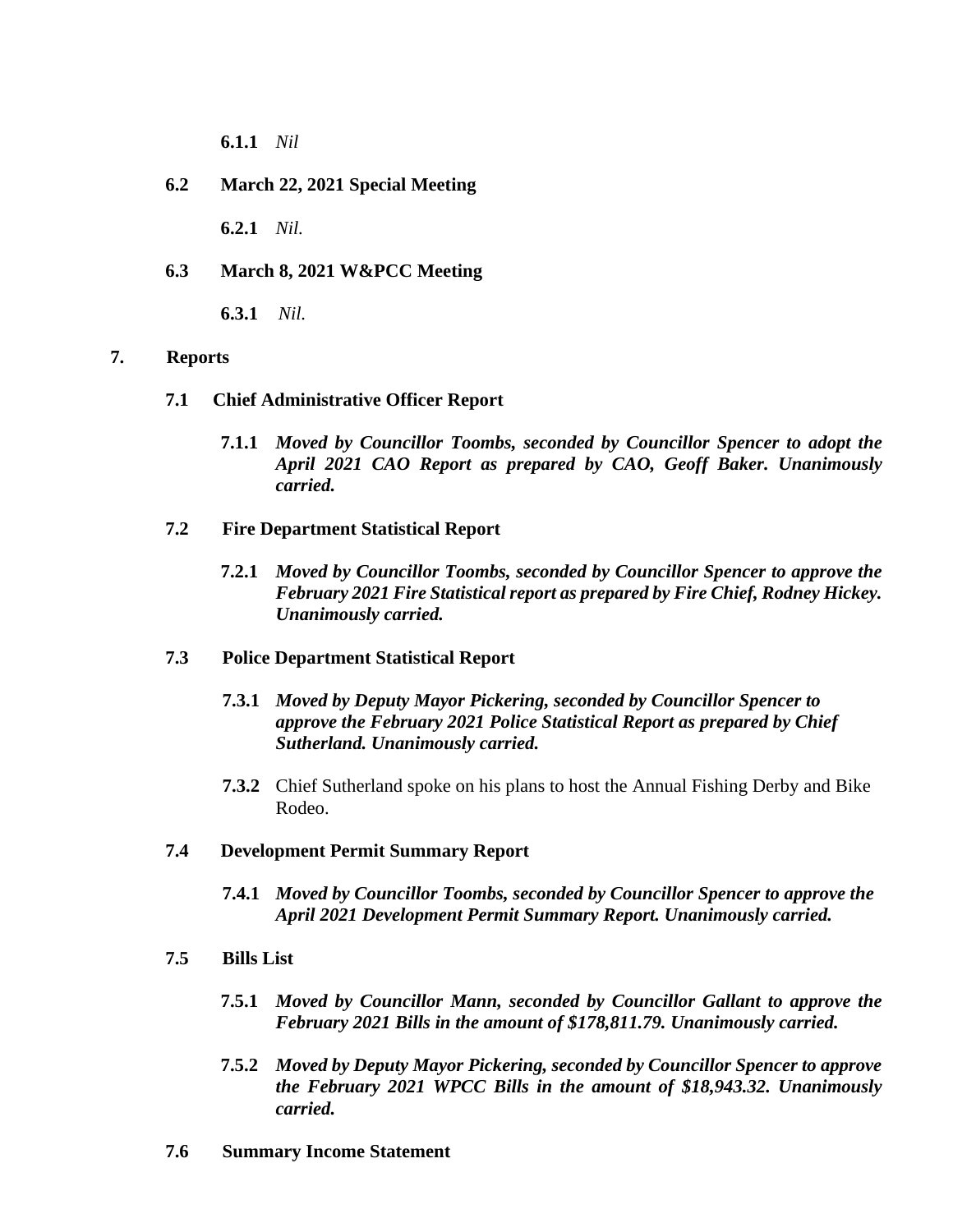**6.1.1** *Nil*

**6.2 March 22, 2021 Special Meeting**

**6.2.1** *Nil.*

**6.3 March 8, 2021 W&PCC Meeting**

**6.3.1** *Nil.*

## 7. Reports

### 7.1 Chief Administrative Officer Report

**7.1.1** ***Moved by Councillor Toombs, seconded by Councillor Spencer to adopt the April 2021 CAO Report as prepared by CAO, Geoff Baker. Unanimously carried.***

### 7.2 Fire Department Statistical Report

**7.2.1** ***Moved by Councillor Toombs, seconded by Councillor Spencer to approve the February 2021 Fire Statistical report as prepared by Fire Chief, Rodney Hickey. Unanimously carried.***

### 7.3 Police Department Statistical Report

**7.3.1** ***Moved by Deputy Mayor Pickering, seconded by Councillor Spencer to approve the February 2021 Police Statistical Report as prepared by Chief Sutherland. Unanimously carried.***

**7.3.2** Chief Sutherland spoke on his plans to host the Annual Fishing Derby and Bike Rodeo.

### 7.4 Development Permit Summary Report

**7.4.1** ***Moved by Councillor Toombs, seconded by Councillor Spencer to approve the April 2021 Development Permit Summary Report. Unanimously carried.***

### 7.5 Bills List

**7.5.1** ***Moved by Councillor Mann, seconded by Councillor Gallant to approve the February 2021 Bills in the amount of $178,811.79. Unanimously carried.***

**7.5.2** ***Moved by Deputy Mayor Pickering, seconded by Councillor Spencer to approve the February 2021 WPCC Bills in the amount of $18,943.32. Unanimously carried.***

### 7.6 Summary Income Statement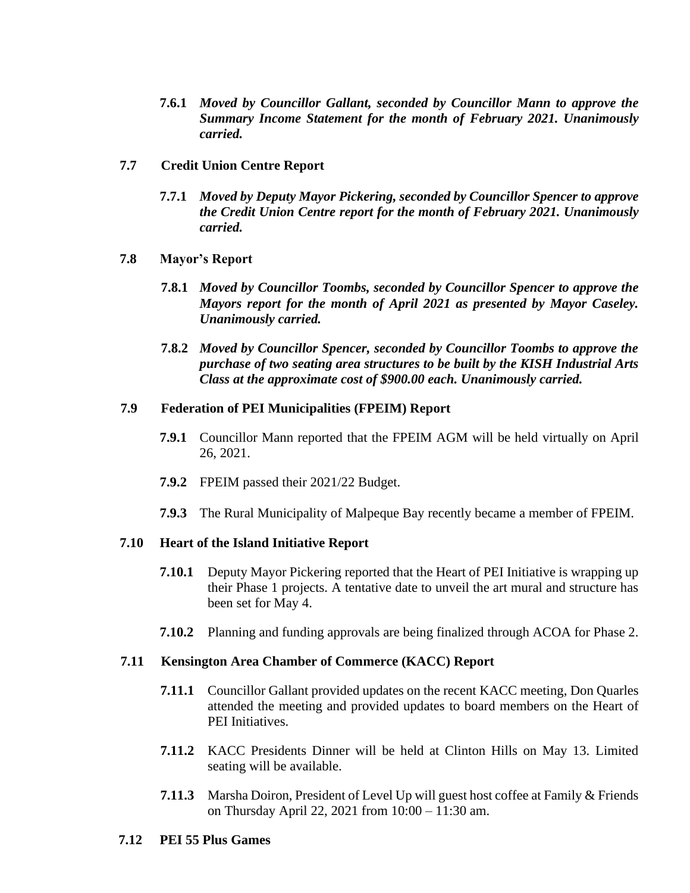**7.6.1** ***Moved by Councillor Gallant, seconded by Councillor Mann to approve the Summary Income Statement for the month of February 2021. Unanimously carried.***

**7.7 Credit Union Centre Report**

**7.7.1** ***Moved by Deputy Mayor Pickering, seconded by Councillor Spencer to approve the Credit Union Centre report for the month of February 2021. Unanimously carried.***

**7.8 Mayor's Report**

**7.8.1** ***Moved by Councillor Toombs, seconded by Councillor Spencer to approve the Mayors report for the month of April 2021 as presented by Mayor Caseley. Unanimously carried.***

**7.8.2** ***Moved by Councillor Spencer, seconded by Councillor Toombs to approve the purchase of two seating area structures to be built by the KISH Industrial Arts Class at the approximate cost of $900.00 each. Unanimously carried.***

**7.9 Federation of PEI Municipalities (FPEIM) Report**

**7.9.1** Councillor Mann reported that the FPEIM AGM will be held virtually on April 26, 2021.

**7.9.2** FPEIM passed their 2021/22 Budget.

**7.9.3** The Rural Municipality of Malpeque Bay recently became a member of FPEIM.

**7.10 Heart of the Island Initiative Report**

**7.10.1** Deputy Mayor Pickering reported that the Heart of PEI Initiative is wrapping up their Phase 1 projects. A tentative date to unveil the art mural and structure has been set for May 4.

**7.10.2** Planning and funding approvals are being finalized through ACOA for Phase 2.

**7.11 Kensington Area Chamber of Commerce (KACC) Report**

**7.11.1** Councillor Gallant provided updates on the recent KACC meeting, Don Quarles attended the meeting and provided updates to board members on the Heart of PEI Initiatives.

**7.11.2** KACC Presidents Dinner will be held at Clinton Hills on May 13. Limited seating will be available.

**7.11.3** Marsha Doiron, President of Level Up will guest host coffee at Family & Friends on Thursday April 22, 2021 from 10:00 – 11:30 am.

**7.12 PEI 55 Plus Games**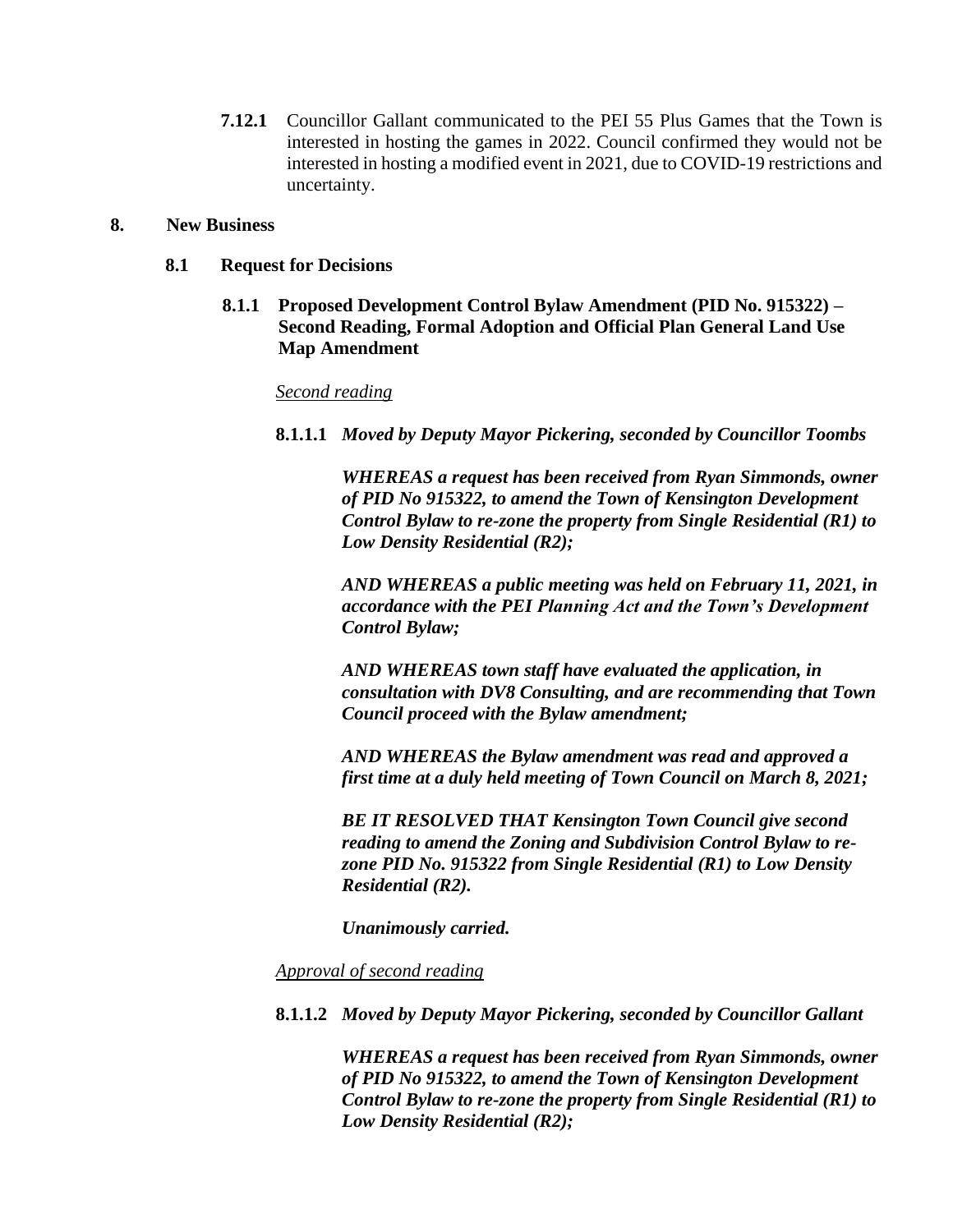**7.12.1** Councillor Gallant communicated to the PEI 55 Plus Games that the Town is interested in hosting the games in 2022. Council confirmed they would not be interested in hosting a modified event in 2021, due to COVID-19 restrictions and uncertainty.

## 8. New Business

### 8.1 Request for Decisions

#### 8.1.1 Proposed Development Control Bylaw Amendment (PID No. 915322) – Second Reading, Formal Adoption and Official Plan General Land Use Map Amendment

*Second reading*

**8.1.1.1** ***Moved by Deputy Mayor Pickering, seconded by Councillor Toombs***

***WHEREAS a request has been received from Ryan Simmonds, owner of PID No 915322, to amend the Town of Kensington Development Control Bylaw to re-zone the property from Single Residential (R1) to Low Density Residential (R2);***

***AND WHEREAS a public meeting was held on February 11, 2021, in accordance with the PEI Planning Act and the Town's Development Control Bylaw;***

***AND WHEREAS town staff have evaluated the application, in consultation with DV8 Consulting, and are recommending that Town Council proceed with the Bylaw amendment;***

***AND WHEREAS the Bylaw amendment was read and approved a first time at a duly held meeting of Town Council on March 8, 2021;***

***BE IT RESOLVED THAT Kensington Town Council give second reading to amend the Zoning and Subdivision Control Bylaw to re-zone PID No. 915322 from Single Residential (R1) to Low Density Residential (R2).***

***Unanimously carried.***

*Approval of second reading*

**8.1.1.2** ***Moved by Deputy Mayor Pickering, seconded by Councillor Gallant***

***WHEREAS a request has been received from Ryan Simmonds, owner of PID No 915322, to amend the Town of Kensington Development Control Bylaw to re-zone the property from Single Residential (R1) to Low Density Residential (R2);***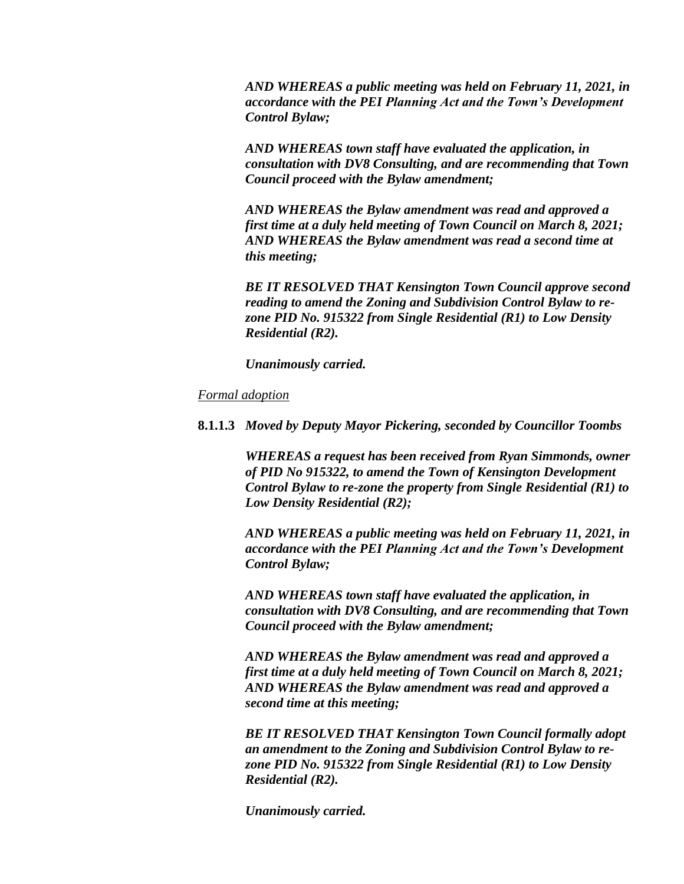*AND WHEREAS a public meeting was held on February 11, 2021, in accordance with the PEI Planning Act and the Town's Development Control Bylaw;*

*AND WHEREAS town staff have evaluated the application, in consultation with DV8 Consulting, and are recommending that Town Council proceed with the Bylaw amendment;*

*AND WHEREAS the Bylaw amendment was read and approved a first time at a duly held meeting of Town Council on March 8, 2021; AND WHEREAS the Bylaw amendment was read a second time at this meeting;*

***BE IT RESOLVED THAT Kensington Town Council approve second reading to amend the Zoning and Subdivision Control Bylaw to re-zone PID No. 915322 from Single Residential (R1) to Low Density Residential (R2).***

*Unanimously carried.*

<u>*Formal adoption*</u>

**8.1.1.3** *Moved by Deputy Mayor Pickering, seconded by Councillor Toombs*

*WHEREAS a request has been received from Ryan Simmonds, owner of PID No 915322, to amend the Town of Kensington Development Control Bylaw to re-zone the property from Single Residential (R1) to Low Density Residential (R2);*

*AND WHEREAS a public meeting was held on February 11, 2021, in accordance with the PEI Planning Act and the Town's Development Control Bylaw;*

*AND WHEREAS town staff have evaluated the application, in consultation with DV8 Consulting, and are recommending that Town Council proceed with the Bylaw amendment;*

*AND WHEREAS the Bylaw amendment was read and approved a first time at a duly held meeting of Town Council on March 8, 2021; AND WHEREAS the Bylaw amendment was read and approved a second time at this meeting;*

***BE IT RESOLVED THAT Kensington Town Council formally adopt an amendment to the Zoning and Subdivision Control Bylaw to re-zone PID No. 915322 from Single Residential (R1) to Low Density Residential (R2).***

*Unanimously carried.*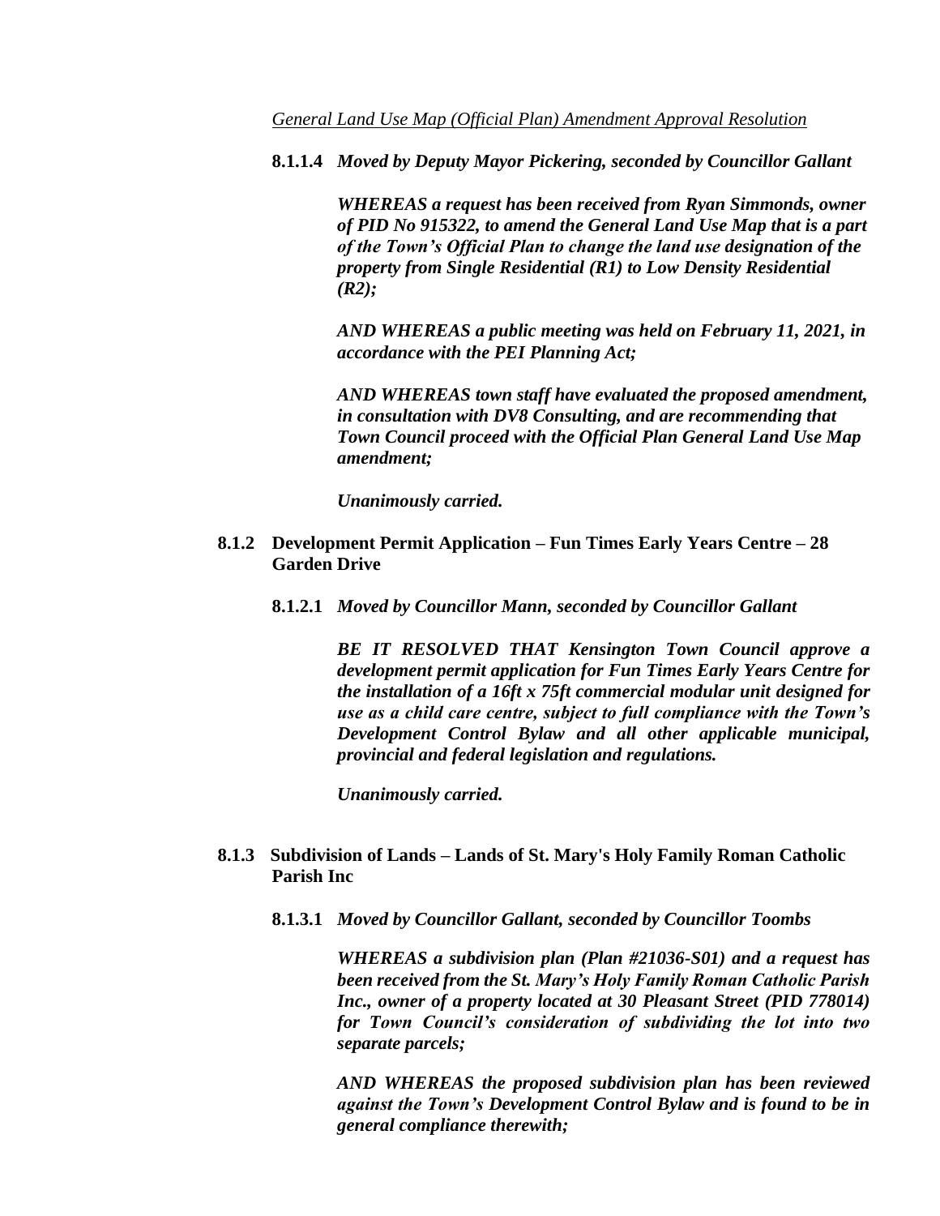<u>*General Land Use Map (Official Plan) Amendment Approval Resolution*</u>

**8.1.1.4** ***Moved by Deputy Mayor Pickering, seconded by Councillor Gallant***

***WHEREAS a request has been received from Ryan Simmonds, owner of PID No 915322, to amend the General Land Use Map that is a part of the Town's Official Plan to change the land use designation of the property from Single Residential (R1) to Low Density Residential (R2);***

***AND WHEREAS a public meeting was held on February 11, 2021, in accordance with the PEI Planning Act;***

***AND WHEREAS town staff have evaluated the proposed amendment, in consultation with DV8 Consulting, and are recommending that Town Council proceed with the Official Plan General Land Use Map amendment;***

***Unanimously carried.***

**8.1.2 Development Permit Application – Fun Times Early Years Centre – 28 Garden Drive**

**8.1.2.1** ***Moved by Councillor Mann, seconded by Councillor Gallant***

***BE IT RESOLVED THAT Kensington Town Council approve a development permit application for Fun Times Early Years Centre for the installation of a 16ft x 75ft commercial modular unit designed for use as a child care centre, subject to full compliance with the Town's Development Control Bylaw and all other applicable municipal, provincial and federal legislation and regulations.***

***Unanimously carried.***

**8.1.3 Subdivision of Lands – Lands of St. Mary's Holy Family Roman Catholic Parish Inc**

**8.1.3.1** ***Moved by Councillor Gallant, seconded by Councillor Toombs***

***WHEREAS a subdivision plan (Plan #21036-S01) and a request has been received from the St. Mary's Holy Family Roman Catholic Parish Inc., owner of a property located at 30 Pleasant Street (PID 778014) for Town Council's consideration of subdividing the lot into two separate parcels;***

***AND WHEREAS the proposed subdivision plan has been reviewed against the Town's Development Control Bylaw and is found to be in general compliance therewith;***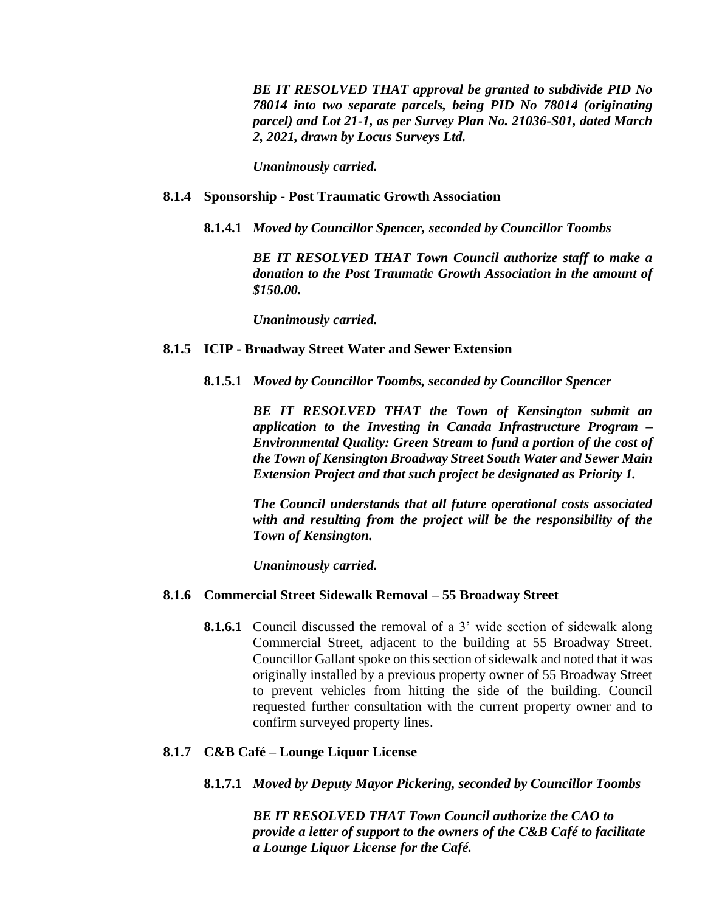*BE IT RESOLVED THAT approval be granted to subdivide PID No 78014 into two separate parcels, being PID No 78014 (originating parcel) and Lot 21-1, as per Survey Plan No. 21036-S01, dated March 2, 2021, drawn by Locus Surveys Ltd.*

***Unanimously carried.***

**8.1.4 Sponsorship - Post Traumatic Growth Association**

**8.1.4.1** ***Moved by Councillor Spencer, seconded by Councillor Toombs***

***BE IT RESOLVED THAT Town Council authorize staff to make a donation to the Post Traumatic Growth Association in the amount of $150.00.***

***Unanimously carried.***

**8.1.5 ICIP - Broadway Street Water and Sewer Extension**

**8.1.5.1** ***Moved by Councillor Toombs, seconded by Councillor Spencer***

***BE IT RESOLVED THAT the Town of Kensington submit an application to the Investing in Canada Infrastructure Program – Environmental Quality: Green Stream to fund a portion of the cost of the Town of Kensington Broadway Street South Water and Sewer Main Extension Project and that such project be designated as Priority 1.***

***The Council understands that all future operational costs associated with and resulting from the project will be the responsibility of the Town of Kensington.***

***Unanimously carried.***

**8.1.6 Commercial Street Sidewalk Removal – 55 Broadway Street**

**8.1.6.1** Council discussed the removal of a 3' wide section of sidewalk along Commercial Street, adjacent to the building at 55 Broadway Street. Councillor Gallant spoke on this section of sidewalk and noted that it was originally installed by a previous property owner of 55 Broadway Street to prevent vehicles from hitting the side of the building. Council requested further consultation with the current property owner and to confirm surveyed property lines.

**8.1.7 C&B Café – Lounge Liquor License**

**8.1.7.1** ***Moved by Deputy Mayor Pickering, seconded by Councillor Toombs***

***BE IT RESOLVED THAT Town Council authorize the CAO to provide a letter of support to the owners of the C&B Café to facilitate a Lounge Liquor License for the Café.***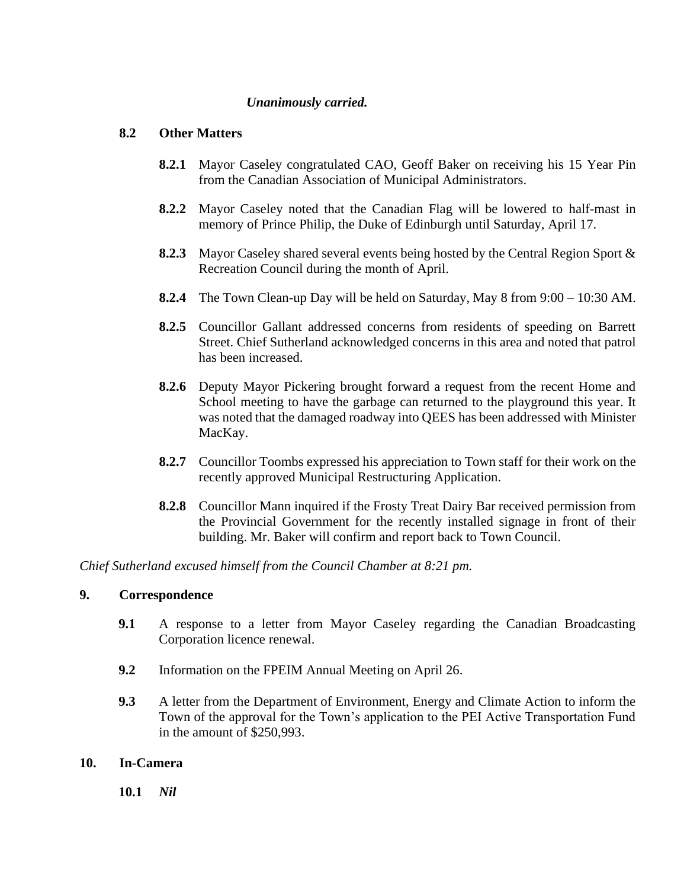*Unanimously carried.*

**8.2 Other Matters**

**8.2.1** Mayor Caseley congratulated CAO, Geoff Baker on receiving his 15 Year Pin from the Canadian Association of Municipal Administrators.

**8.2.2** Mayor Caseley noted that the Canadian Flag will be lowered to half-mast in memory of Prince Philip, the Duke of Edinburgh until Saturday, April 17.

**8.2.3** Mayor Caseley shared several events being hosted by the Central Region Sport & Recreation Council during the month of April.

**8.2.4** The Town Clean-up Day will be held on Saturday, May 8 from 9:00 – 10:30 AM.

**8.2.5** Councillor Gallant addressed concerns from residents of speeding on Barrett Street. Chief Sutherland acknowledged concerns in this area and noted that patrol has been increased.

**8.2.6** Deputy Mayor Pickering brought forward a request from the recent Home and School meeting to have the garbage can returned to the playground this year. It was noted that the damaged roadway into QEES has been addressed with Minister MacKay.

**8.2.7** Councillor Toombs expressed his appreciation to Town staff for their work on the recently approved Municipal Restructuring Application.

**8.2.8** Councillor Mann inquired if the Frosty Treat Dairy Bar received permission from the Provincial Government for the recently installed signage in front of their building. Mr. Baker will confirm and report back to Town Council.

*Chief Sutherland excused himself from the Council Chamber at 8:21 pm.*

## 9. Correspondence

**9.1** A response to a letter from Mayor Caseley regarding the Canadian Broadcasting Corporation licence renewal.

**9.2** Information on the FPEIM Annual Meeting on April 26.

**9.3** A letter from the Department of Environment, Energy and Climate Action to inform the Town of the approval for the Town's application to the PEI Active Transportation Fund in the amount of $250,993.

## 10. In-Camera

**10.1** ***Nil***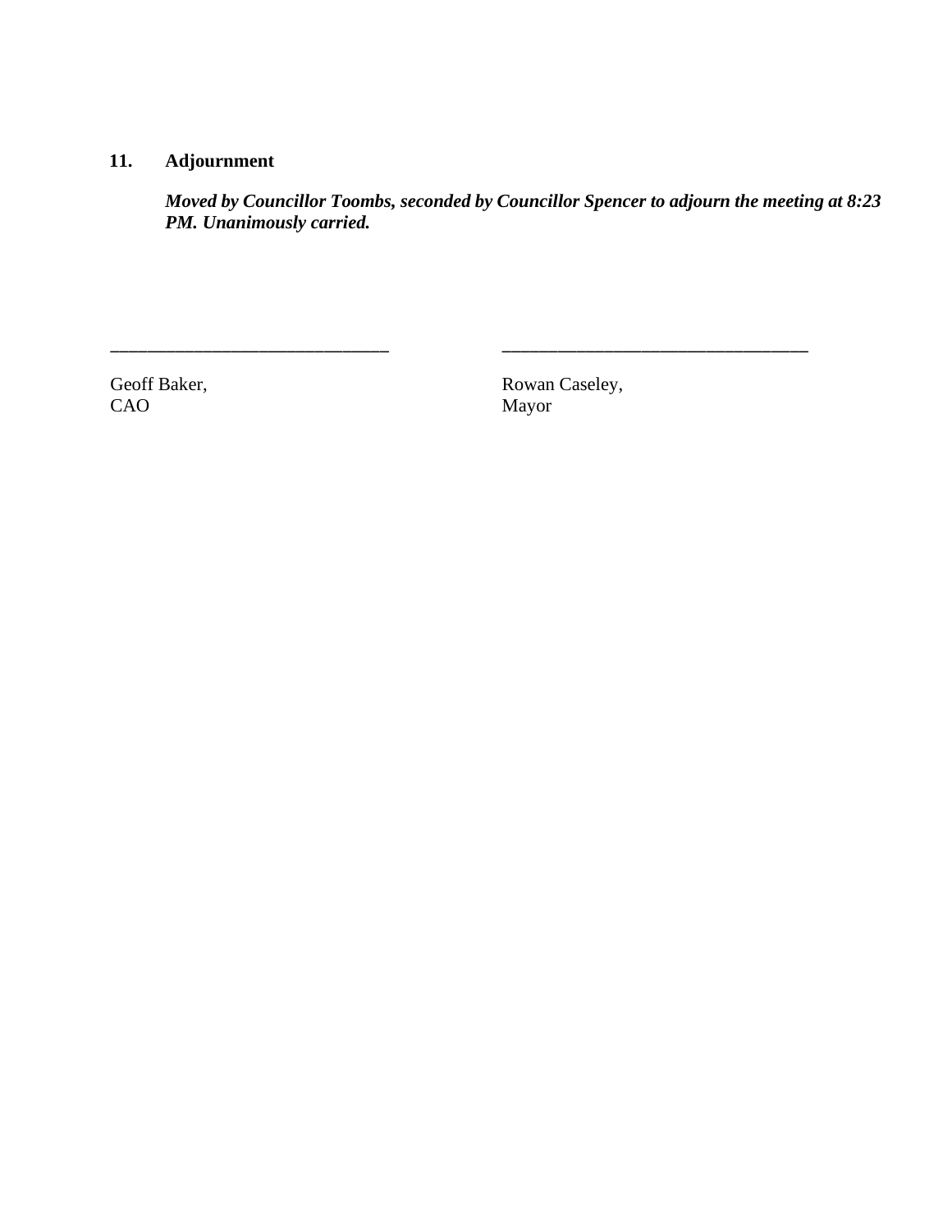## 11. Adjournment

***Moved by Councillor Toombs, seconded by Councillor Spencer to adjourn the meeting at 8:23 PM. Unanimously carried.***

| | |
|---|---|
| ______________________________ | ______________________________ |
| Geoff Baker,<br>CAO | Rowan Caseley,<br>Mayor |